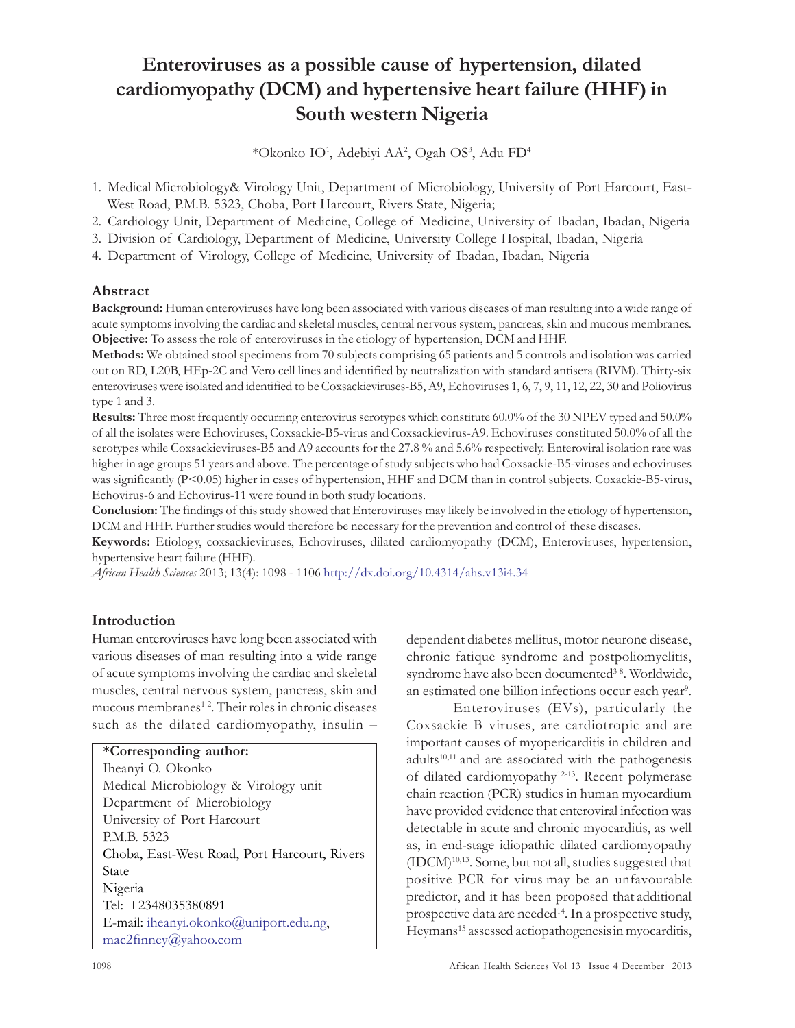# Enteroviruses as a possible cause of hypertension, dilated cardiomyopathy (DCM) and hypertensive heart failure (HHF) in South western Nigeria

*Okonko IO[1], Adebiyi AA[2], Ogah OS[3], Adu FD[4]

1. Medical Microbiology& Virology Unit, Department of Microbiology, University of Port Harcourt, East-West Road, P.M.B. 5323, Choba, Port Harcourt, Rivers State, Nigeria;
2. Cardiology Unit, Department of Medicine, College of Medicine, University of Ibadan, Ibadan, Nigeria
3. Division of Cardiology, Department of Medicine, University College Hospital, Ibadan, Nigeria
4. Department of Virology, College of Medicine, University of Ibadan, Ibadan, Nigeria

## Abstract

**Background:** Human enteroviruses have long been associated with various diseases of man resulting into a wide range of acute symptoms involving the cardiac and skeletal muscles, central nervous system, pancreas, skin and mucous membranes.

**Objective:** To assess the role of enteroviruses in the etiology of hypertension, DCM and HHF.

**Methods:** We obtained stool specimens from 70 subjects comprising 65 patients and 5 controls and isolation was carried out on RD, L20B, HEp-2C and Vero cell lines and identified by neutralization with standard antisera (RIVM). Thirty-six enteroviruses were isolated and identified to be Coxsackieviruses-B5, A9, Echoviruses 1, 6, 7, 9, 11, 12, 22, 30 and Poliovirus type 1 and 3.

**Results:** Three most frequently occurring enterovirus serotypes which constitute 60.0% of the 30 NPEV typed and 50.0% of all the isolates were Echoviruses, Coxsackie-B5-virus and Coxsackievirus-A9. Echoviruses constituted 50.0% of all the serotypes while Coxsackieviruses-B5 and A9 accounts for the 27.8 % and 5.6% respectively. Enteroviral isolation rate was higher in age groups 51 years and above. The percentage of study subjects who had Coxsackie-B5-viruses and echoviruses was significantly ($P<0.05$) higher in cases of hypertension, HHF and DCM than in control subjects. Coxackie-B5-virus, Echovirus-6 and Echovirus-11 were found in both study locations.

**Conclusion:** The findings of this study showed that Enteroviruses may likely be involved in the etiology of hypertension, DCM and HHF. Further studies would therefore be necessary for the prevention and control of these diseases.

**Keywords:** Etiology, coxsackieviruses, Echoviruses, dilated cardiomyopathy (DCM), Enteroviruses, hypertension, hypertensive heart failure (HHF).

*African Health Sciences* 2013; 13(4): 1098 - 1106 http://dx.doi.org/10.4314/ahs.v13i4.34

## Introduction

Human enteroviruses have long been associated with various diseases of man resulting into a wide range of acute symptoms involving the cardiac and skeletal muscles, central nervous system, pancreas, skin and mucous membranes[1-2]. Their roles in chronic diseases such as the dilated cardiomyopathy, insulin – dependent diabetes mellitus, motor neurone disease, chronic fatique syndrome and postpoliomyelitis, syndrome have also been documented[3-8]. Worldwide, an estimated one billion infections occur each year[9].

Enteroviruses (EVs), particularly the Coxsackie B viruses, are cardiotropic and are important causes of myopericarditis in children and adults[10,11] and are associated with the pathogenesis of dilated cardiomyopathy[12-13]. Recent polymerase chain reaction (PCR) studies in human myocardium have provided evidence that enteroviral infection was detectable in acute and chronic myocarditis, as well as, in end-stage idiopathic dilated cardiomyopathy (IDCM)[10,13]. Some, but not all, studies suggested that positive PCR for virus may be an unfavourable predictor, and it has been proposed that additional prospective data are needed[14]. In a prospective study, Heymans[15] assessed aetiopathogenesis in myocarditis,

**\*Corresponding author:**
Iheanyi O. Okonko
Medical Microbiology & Virology unit
Department of Microbiology
University of Port Harcourt
P.M.B. 5323
Choba, East-West Road, Port Harcourt, Rivers State
Nigeria
Tel: +2348035380891
E-mail: iheanyi.okonko@uniport.edu.ng, mac2finney@yahoo.com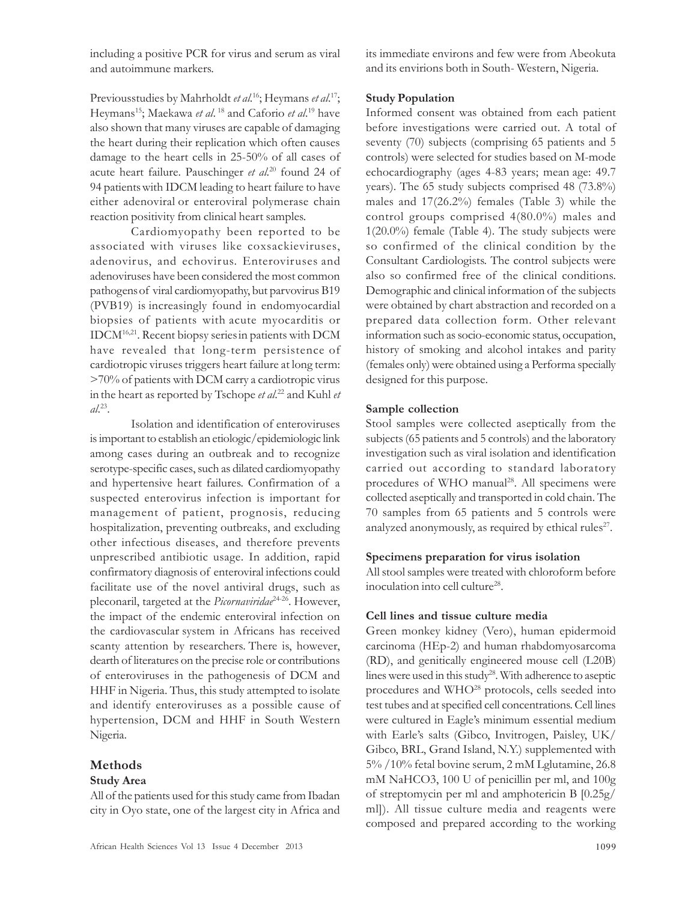including a positive PCR for virus and serum as viral and autoimmune markers.

Previousstudies by Mahrholdt *et al.*[16]; Heymans *et al.*[17]; Heymans[15]; Maekawa *et al.*[18] and Caforio *et al.*[19] have also shown that many viruses are capable of damaging the heart during their replication which often causes damage to the heart cells in 25-50% of all cases of acute heart failure. Pauschinger *et al.*[20] found 24 of 94 patients with IDCM leading to heart failure to have either adenoviral or enteroviral polymerase chain reaction positivity from clinical heart samples.

Cardiomyopathy been reported to be associated with viruses like coxsackieviruses, adenovirus, and echovirus. Enteroviruses and adenoviruses have been considered the most common pathogens of viral cardiomyopathy, but parvovirus B19 (PVB19) is increasingly found in endomyocardial biopsies of patients with acute myocarditis or IDCM[16,21]. Recent biopsy series in patients with DCM have revealed that long-term persistence of cardiotropic viruses triggers heart failure at long term: >70% of patients with DCM carry a cardiotropic virus in the heart as reported by Tschope *et al.*[22] and Kuhl *et al.*[23].

Isolation and identification of enteroviruses is important to establish an etiologic/epidemiologic link among cases during an outbreak and to recognize serotype-specific cases, such as dilated cardiomyopathy and hypertensive heart failures. Confirmation of a suspected enterovirus infection is important for management of patient, prognosis, reducing hospitalization, preventing outbreaks, and excluding other infectious diseases, and therefore prevents unprescribed antibiotic usage. In addition, rapid confirmatory diagnosis of enteroviral infections could facilitate use of the novel antiviral drugs, such as pleconaril, targeted at the *Picornaviridae*[24-26]. However, the impact of the endemic enteroviral infection on the cardiovascular system in Africans has received scanty attention by researchers. There is, however, dearth of literatures on the precise role or contributions of enteroviruses in the pathogenesis of DCM and HHF in Nigeria. Thus, this study attempted to isolate and identify enteroviruses as a possible cause of hypertension, DCM and HHF in South Western Nigeria.

## Methods

### Study Area

All of the patients used for this study came from Ibadan city in Oyo state, one of the largest city in Africa and its immediate environs and few were from Abeokuta and its envirions both in South- Western, Nigeria.

### Study Population

Informed consent was obtained from each patient before investigations were carried out. A total of seventy (70) subjects (comprising 65 patients and 5 controls) were selected for studies based on M-mode echocardiography (ages 4-83 years; mean age: 49.7 years). The 65 study subjects comprised 48 (73.8%) males and 17(26.2%) females (Table 3) while the control groups comprised 4(80.0%) males and 1(20.0%) female (Table 4). The study subjects were so confirmed of the clinical condition by the Consultant Cardiologists. The control subjects were also so confirmed free of the clinical conditions. Demographic and clinical information of the subjects were obtained by chart abstraction and recorded on a prepared data collection form. Other relevant information such as socio-economic status, occupation, history of smoking and alcohol intakes and parity (females only) were obtained using a Performa specially designed for this purpose.

### Sample collection

Stool samples were collected aseptically from the subjects (65 patients and 5 controls) and the laboratory investigation such as viral isolation and identification carried out according to standard laboratory procedures of WHO manual[28]. All specimens were collected aseptically and transported in cold chain. The 70 samples from 65 patients and 5 controls were analyzed anonymously, as required by ethical rules[27].

### Specimens preparation for virus isolation

All stool samples were treated with chloroform before inoculation into cell culture[28].

### Cell lines and tissue culture media

Green monkey kidney (Vero), human epidermoid carcinoma (HEp-2) and human rhabdomyosarcoma (RD), and genitically engineered mouse cell (L20B) lines were used in this study[28]. With adherence to aseptic procedures and WHO[28] protocols, cells seeded into test tubes and at specified cell concentrations. Cell lines were cultured in Eagle's minimum essential medium with Earle's salts (Gibco, Invitrogen, Paisley, UK/ Gibco, BRL, Grand Island, N.Y.) supplemented with 5% /10% fetal bovine serum, 2 mM Lglutamine, 26.8 mM $NaHCO_3$, 100 U of penicillin per ml, and 100g of streptomycin per ml and amphotericin B [0.25g/ ml]). All tissue culture media and reagents were composed and prepared according to the working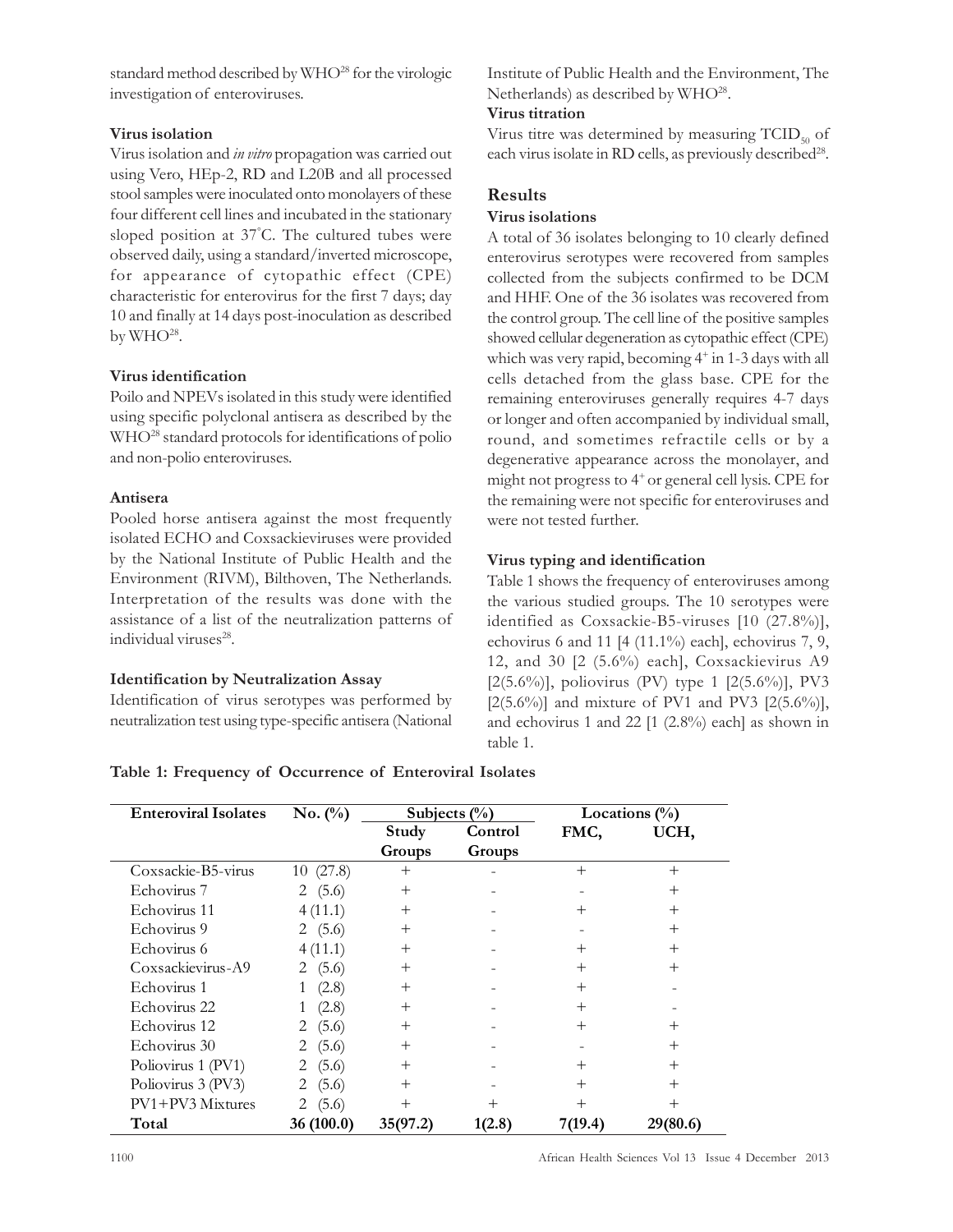standard method described by WHO[28] for the virologic investigation of enteroviruses.

### Virus isolation

Virus isolation and *in vitro* propagation was carried out using Vero, HEp-2, RD and L20B and all processed stool samples were inoculated onto monolayers of these four different cell lines and incubated in the stationary sloped position at 37°C. The cultured tubes were observed daily, using a standard/inverted microscope, for appearance of cytopathic effect (CPE) characteristic for enterovirus for the first 7 days; day 10 and finally at 14 days post-inoculation as described by WHO[28].

### Virus identification

Poilo and NPEVs isolated in this study were identified using specific polyclonal antisera as described by the WHO[28] standard protocols for identifications of polio and non-polio enteroviruses.

### Antisera

Pooled horse antisera against the most frequently isolated ECHO and Coxsackieviruses were provided by the National Institute of Public Health and the Environment (RIVM), Bilthoven, The Netherlands. Interpretation of the results was done with the assistance of a list of the neutralization patterns of individual viruses[28].

### Identification by Neutralization Assay

Identification of virus serotypes was performed by neutralization test using type-specific antisera (National Institute of Public Health and the Environment, The Netherlands) as described by WHO[28].

### Virus titration

Virus titre was determined by measuring $TCID_{50}$ of each virus isolate in RD cells, as previously described[28].

## Results

### Virus isolations

A total of 36 isolates belonging to 10 clearly defined enterovirus serotypes were recovered from samples collected from the subjects confirmed to be DCM and HHF. One of the 36 isolates was recovered from the control group. The cell line of the positive samples showed cellular degeneration as cytopathic effect (CPE) which was very rapid, becoming $4^+$ in 1-3 days with all cells detached from the glass base. CPE for the remaining enteroviruses generally requires 4-7 days or longer and often accompanied by individual small, round, and sometimes refractile cells or by a degenerative appearance across the monolayer, and might not progress to $4^+$ or general cell lysis. CPE for the remaining were not specific for enteroviruses and were not tested further.

### Virus typing and identification

Table 1 shows the frequency of enteroviruses among the various studied groups. The 10 serotypes were identified as Coxsackie-B5-viruses [10 (27.8%)], echovirus 6 and 11 [4 (11.1%) each], echovirus 7, 9, 12, and 30 [2 (5.6%) each], Coxsackievirus A9 [2(5.6%)], poliovirus (PV) type 1 [2(5.6%)], PV3 [2(5.6%)] and mixture of PV1 and PV3 [2(5.6%)], and echovirus 1 and 22 [1 (2.8%) each] as shown in table 1.

**Table 1: Frequency of Occurrence of Enteroviral Isolates**

| Enteroviral Isolates | No. (%) | Subjects (%) | | Locations (%) | |
|---|---|---|---|---|---|
| | | Study Groups | Control Groups | FMC, | UCH, |
| Coxsackie-B5-virus | 10 (27.8) | + | - | + | + |
| Echovirus 7 | 2 (5.6) | + | - | - | + |
| Echovirus 11 | 4 (11.1) | + | - | + | + |
| Echovirus 9 | 2 (5.6) | + | - | - | + |
| Echovirus 6 | 4 (11.1) | + | - | + | + |
| Coxsackievirus-A9 | 2 (5.6) | + | - | + | + |
| Echovirus 1 | 1 (2.8) | + | - | + | - |
| Echovirus 22 | 1 (2.8) | + | - | + | - |
| Echovirus 12 | 2 (5.6) | + | - | + | + |
| Echovirus 30 | 2 (5.6) | + | - | - | + |
| Poliovirus 1 (PV1) | 2 (5.6) | + | - | + | + |
| Poliovirus 3 (PV3) | 2 (5.6) | + | - | + | + |
| PV1+PV3 Mixtures | 2 (5.6) | + | + | + | + |
| **Total** | **36 (100.0)** | **35(97.2)** | **1(2.8)** | **7(19.4)** | **29(80.6)** |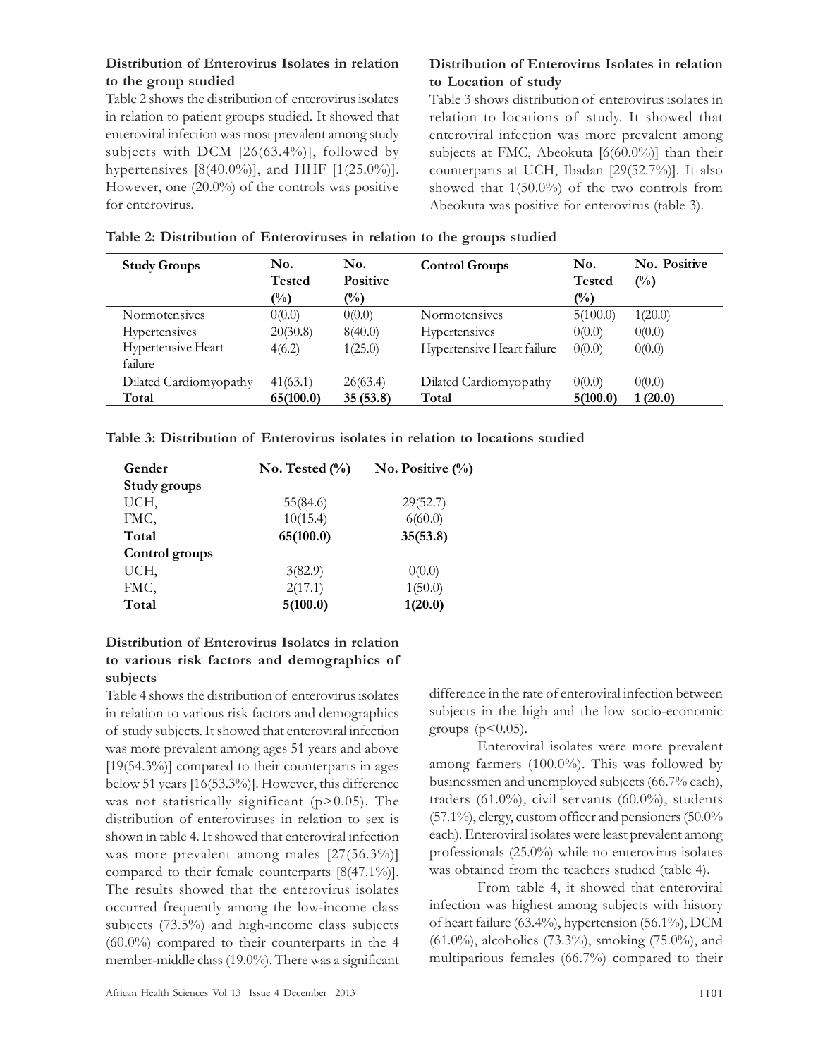### Distribution of Enterovirus Isolates in relation to the group studied

Table 2 shows the distribution of enterovirus isolates in relation to patient groups studied. It showed that enteroviral infection was most prevalent among study subjects with DCM [26(63.4%)], followed by hypertensives [8(40.0%)], and HHF [1(25.0%)]. However, one (20.0%) of the controls was positive for enterovirus.

### Distribution of Enterovirus Isolates in relation to Location of study

Table 3 shows distribution of enterovirus isolates in relation to locations of study. It showed that enteroviral infection was more prevalent among subjects at FMC, Abeokuta [6(60.0%)] than their counterparts at UCH, Ibadan [29(52.7%)]. It also showed that 1(50.0%) of the two controls from Abeokuta was positive for enterovirus (table 3).

**Table 2: Distribution of Enteroviruses in relation to the groups studied**

| Study Groups | No. Tested (%) | No. Positive (%) | Control Groups | No. Tested (%) | No. Positive (%) |
|---|---|---|---|---|---|
| Normotensives | 0(0.0) | 0(0.0) | Normotensives | 5(100.0) | 1(20.0) |
| Hypertensives | 20(30.8) | 8(40.0) | Hypertensives | 0(0.0) | 0(0.0) |
| Hypertensive Heart failure | 4(6.2) | 1(25.0) | Hypertensive Heart failure | 0(0.0) | 0(0.0) |
| Dilated Cardiomyopathy | 41(63.1) | 26(63.4) | Dilated Cardiomyopathy | 0(0.0) | 0(0.0) |
| **Total** | **65(100.0)** | **35 (53.8)** | **Total** | **5(100.0)** | **1 (20.0)** |

**Table 3: Distribution of Enterovirus isolates in relation to locations studied**

| Gender | No. Tested (%) | No. Positive (%) |
|---|---|---|
| **Study groups** | | |
| UCH, | 55(84.6) | 29(52.7) |
| FMC, | 10(15.4) | 6(60.0) |
| **Total** | **65(100.0)** | **35(53.8)** |
| **Control groups** | | |
| UCH, | 3(82.9) | 0(0.0) |
| FMC, | 2(17.1) | 1(50.0) |
| **Total** | **5(100.0)** | **1(20.0)** |

### Distribution of Enterovirus Isolates in relation to various risk factors and demographics of subjects

Table 4 shows the distribution of enterovirus isolates in relation to various risk factors and demographics of study subjects. It showed that enteroviral infection was more prevalent among ages 51 years and above [19(54.3%)] compared to their counterparts in ages below 51 years [16(53.3%)]. However, this difference was not statistically significant ($p>0.05$). The distribution of enteroviruses in relation to sex is shown in table 4. It showed that enteroviral infection was more prevalent among males [27(56.3%)] compared to their female counterparts [8(47.1%)]. The results showed that the enterovirus isolates occurred frequently among the low-income class subjects (73.5%) and high-income class subjects (60.0%) compared to their counterparts in the 4 member-middle class (19.0%). There was a significant difference in the rate of enteroviral infection between subjects in the high and the low socio-economic groups ($p<0.05$).

Enteroviral isolates were more prevalent among farmers (100.0%). This was followed by businessmen and unemployed subjects (66.7% each), traders (61.0%), civil servants (60.0%), students (57.1%), clergy, custom officer and pensioners (50.0% each). Enteroviral isolates were least prevalent among professionals (25.0%) while no enterovirus isolates was obtained from the teachers studied (table 4).

From table 4, it showed that enteroviral infection was highest among subjects with history of heart failure (63.4%), hypertension (56.1%), DCM (61.0%), alcoholics (73.3%), smoking (75.0%), and multiparious females (66.7%) compared to their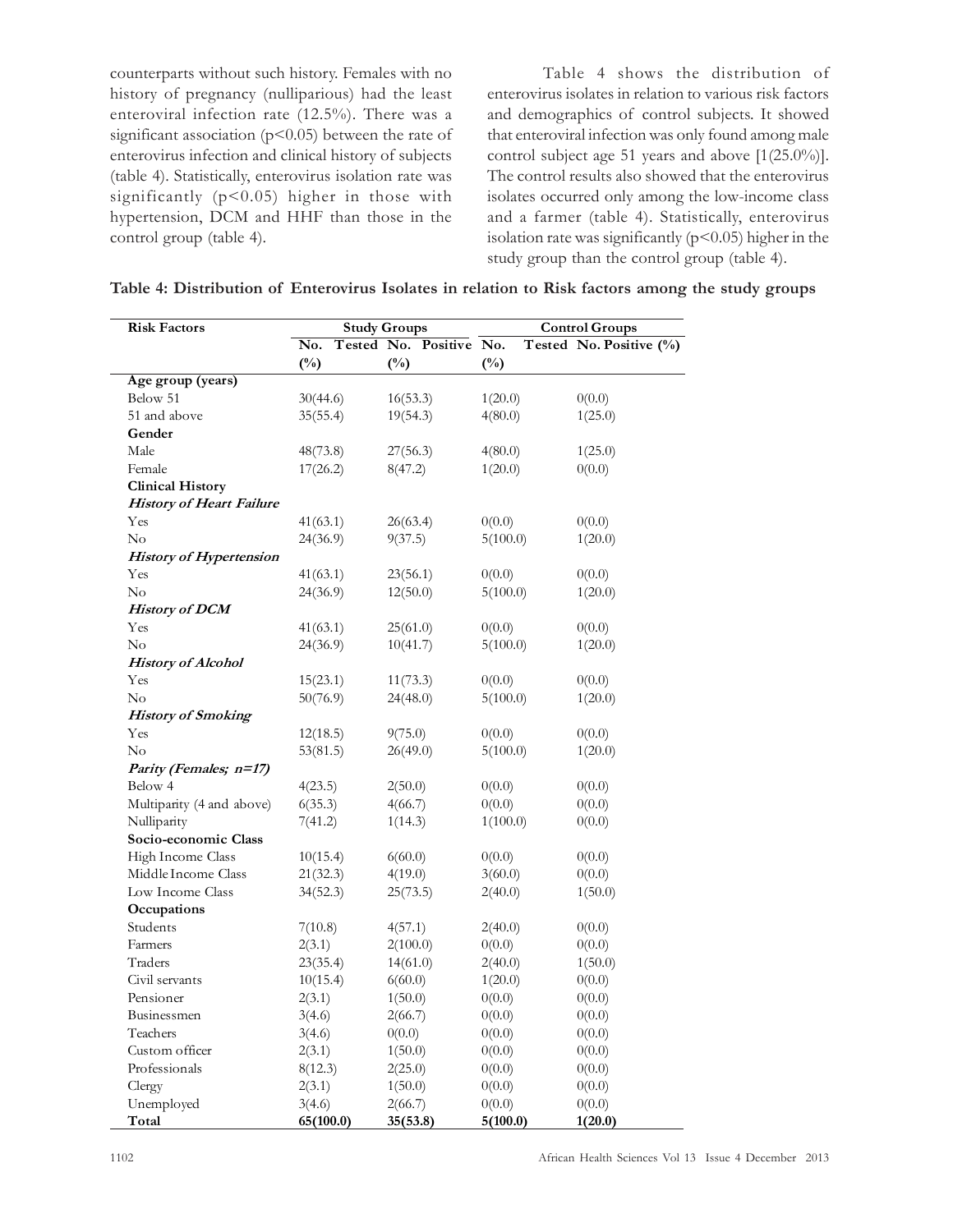counterparts without such history. Females with no history of pregnancy (nulliparious) had the least enteroviral infection rate (12.5%). There was a significant association ($p<0.05$) between the rate of enterovirus infection and clinical history of subjects (table 4). Statistically, enterovirus isolation rate was significantly ($p<0.05$) higher in those with hypertension, DCM and HHF than those in the control group (table 4).

Table 4 shows the distribution of enterovirus isolates in relation to various risk factors and demographics of control subjects. It showed that enteroviral infection was only found among male control subject age 51 years and above [1(25.0%)]. The control results also showed that the enterovirus isolates occurred only among the low-income class and a farmer (table 4). Statistically, enterovirus isolation rate was significantly ($p<0.05$) higher in the study group than the control group (table 4).

**Table 4: Distribution of Enterovirus Isolates in relation to Risk factors among the study groups**

| Risk Factors | Study Groups | | Control Groups | |
|---|---|---|---|---|
| | No. Tested (%) | No. Positive (%) | No. Tested (%) | No. Positive (%) |
| **Age group (years)** | | | | |
| Below 51 | 30(44.6) | 16(53.3) | 1(20.0) | 0(0.0) |
| 51 and above | 35(55.4) | 19(54.3) | 4(80.0) | 1(25.0) |
| **Gender** | | | | |
| Male | 48(73.8) | 27(56.3) | 4(80.0) | 1(25.0) |
| Female | 17(26.2) | 8(47.2) | 1(20.0) | 0(0.0) |
| **Clinical History** | | | | |
| ***History of Heart Failure*** | | | | |
| Yes | 41(63.1) | 26(63.4) | 0(0.0) | 0(0.0) |
| No | 24(36.9) | 9(37.5) | 5(100.0) | 1(20.0) |
| ***History of Hypertension*** | | | | |
| Yes | 41(63.1) | 23(56.1) | 0(0.0) | 0(0.0) |
| No | 24(36.9) | 12(50.0) | 5(100.0) | 1(20.0) |
| ***History of DCM*** | | | | |
| Yes | 41(63.1) | 25(61.0) | 0(0.0) | 0(0.0) |
| No | 24(36.9) | 10(41.7) | 5(100.0) | 1(20.0) |
| ***History of Alcohol*** | | | | |
| Yes | 15(23.1) | 11(73.3) | 0(0.0) | 0(0.0) |
| No | 50(76.9) | 24(48.0) | 5(100.0) | 1(20.0) |
| ***History of Smoking*** | | | | |
| Yes | 12(18.5) | 9(75.0) | 0(0.0) | 0(0.0) |
| No | 53(81.5) | 26(49.0) | 5(100.0) | 1(20.0) |
| ***Parity (Females; n=17)*** | | | | |
| Below 4 | 4(23.5) | 2(50.0) | 0(0.0) | 0(0.0) |
| Multiparity (4 and above) | 6(35.3) | 4(66.7) | 0(0.0) | 0(0.0) |
| Nulliparity | 7(41.2) | 1(14.3) | 1(100.0) | 0(0.0) |
| **Socio-economic Class** | | | | |
| High Income Class | 10(15.4) | 6(60.0) | 0(0.0) | 0(0.0) |
| Middle Income Class | 21(32.3) | 4(19.0) | 3(60.0) | 0(0.0) |
| Low Income Class | 34(52.3) | 25(73.5) | 2(40.0) | 1(50.0) |
| **Occupations** | | | | |
| Students | 7(10.8) | 4(57.1) | 2(40.0) | 0(0.0) |
| Farmers | 2(3.1) | 2(100.0) | 0(0.0) | 0(0.0) |
| Traders | 23(35.4) | 14(61.0) | 2(40.0) | 1(50.0) |
| Civil servants | 10(15.4) | 6(60.0) | 1(20.0) | 0(0.0) |
| Pensioner | 2(3.1) | 1(50.0) | 0(0.0) | 0(0.0) |
| Businessmen | 3(4.6) | 2(66.7) | 0(0.0) | 0(0.0) |
| Teachers | 3(4.6) | 0(0.0) | 0(0.0) | 0(0.0) |
| Custom officer | 2(3.1) | 1(50.0) | 0(0.0) | 0(0.0) |
| Professionals | 8(12.3) | 2(25.0) | 0(0.0) | 0(0.0) |
| Clergy | 2(3.1) | 1(50.0) | 0(0.0) | 0(0.0) |
| Unemployed | 3(4.6) | 2(66.7) | 0(0.0) | 0(0.0) |
| **Total** | **65(100.0)** | **35(53.8)** | **5(100.0)** | **1(20.0)** |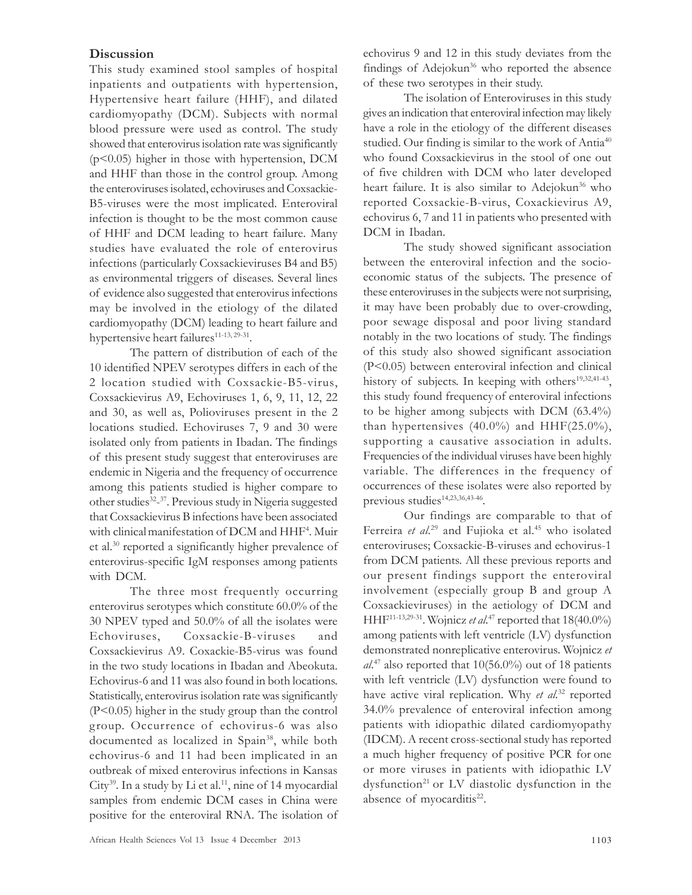## Discussion

This study examined stool samples of hospital inpatients and outpatients with hypertension, Hypertensive heart failure (HHF), and dilated cardiomyopathy (DCM). Subjects with normal blood pressure were used as control. The study showed that enterovirus isolation rate was significantly ($p<0.05$) higher in those with hypertension, DCM and HHF than those in the control group. Among the enteroviruses isolated, echoviruses and Coxsackie-B5-viruses were the most implicated. Enteroviral infection is thought to be the most common cause of HHF and DCM leading to heart failure. Many studies have evaluated the role of enterovirus infections (particularly Coxsackieviruses B4 and B5) as environmental triggers of diseases. Several lines of evidence also suggested that enterovirus infections may be involved in the etiology of the dilated cardiomyopathy (DCM) leading to heart failure and hypertensive heart failures[11-13, 29-31].

The pattern of distribution of each of the 10 identified NPEV serotypes differs in each of the 2 location studied with Coxsackie-B5-virus, Coxsackievirus A9, Echoviruses 1, 6, 9, 11, 12, 22 and 30, as well as, Polioviruses present in the 2 locations studied. Echoviruses 7, 9 and 30 were isolated only from patients in Ibadan. The findings of this present study suggest that enteroviruses are endemic in Nigeria and the frequency of occurrence among this patients studied is higher compare to other studies[32-37]. Previous study in Nigeria suggested that Coxsackievirus B infections have been associated with clinical manifestation of DCM and HHF[4]. Muir et al.[30] reported a significantly higher prevalence of enterovirus-specific IgM responses among patients with DCM.

The three most frequently occurring enterovirus serotypes which constitute 60.0% of the 30 NPEV typed and 50.0% of all the isolates were Echoviruses, Coxsackie-B-viruses and Coxsackievirus A9. Coxackie-B5-virus was found in the two study locations in Ibadan and Abeokuta. Echovirus-6 and 11 was also found in both locations. Statistically, enterovirus isolation rate was significantly ($P<0.05$) higher in the study group than the control group. Occurrence of echovirus-6 was also documented as localized in Spain[38], while both echovirus-6 and 11 had been implicated in an outbreak of mixed enterovirus infections in Kansas City[39]. In a study by Li et al.[11], nine of 14 myocardial samples from endemic DCM cases in China were positive for the enteroviral RNA. The isolation of echovirus 9 and 12 in this study deviates from the findings of Adejokun[36] who reported the absence of these two serotypes in their study.

The isolation of Enteroviruses in this study gives an indication that enteroviral infection may likely have a role in the etiology of the different diseases studied. Our finding is similar to the work of Antia[40] who found Coxsackievirus in the stool of one out of five children with DCM who later developed heart failure. It is also similar to Adejokun[36] who reported Coxsackie-B-virus, Coxackievirus A9, echovirus 6, 7 and 11 in patients who presented with DCM in Ibadan.

The study showed significant association between the enteroviral infection and the socio-economic status of the subjects. The presence of these enteroviruses in the subjects were not surprising, it may have been probably due to over-crowding, poor sewage disposal and poor living standard notably in the two locations of study. The findings of this study also showed significant association ($P<0.05$) between enteroviral infection and clinical history of subjects. In keeping with others[19,32,41-43], this study found frequency of enteroviral infections to be higher among subjects with DCM (63.4%) than hypertensives (40.0%) and HHF(25.0%), supporting a causative association in adults. Frequencies of the individual viruses have been highly variable. The differences in the frequency of occurrences of these isolates were also reported by previous studies[14,23,36,43-46].

Our findings are comparable to that of Ferreira *et al.*[29] and Fujioka et al.[45] who isolated enteroviruses; Coxsackie-B-viruses and echovirus-1 from DCM patients. All these previous reports and our present findings support the enteroviral involvement (especially group B and group A Coxsackieviruses) in the aetiology of DCM and HHF[11-13,29-31]. Wojnicz *et al.*[47] reported that 18(40.0%) among patients with left ventricle (LV) dysfunction demonstrated nonreplicative enterovirus. Wojnicz *et al.*[47] also reported that 10(56.0%) out of 18 patients with left ventricle (LV) dysfunction were found to have active viral replication. Why *et al.*[32] reported 34.0% prevalence of enteroviral infection among patients with idiopathic dilated cardiomyopathy (IDCM). A recent cross-sectional study has reported a much higher frequency of positive PCR for one or more viruses in patients with idiopathic LV dysfunction[21] or LV diastolic dysfunction in the absence of myocarditis[22].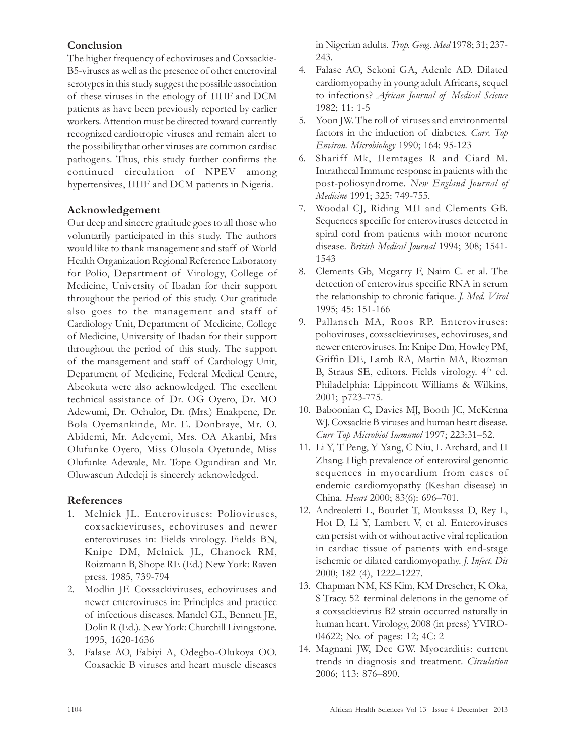## Conclusion

The higher frequency of echoviruses and Coxsackie-B5-viruses as well as the presence of other enteroviral serotypes in this study suggest the possible association of these viruses in the etiology of HHF and DCM patients as have been previously reported by earlier workers. Attention must be directed toward currently recognized cardiotropic viruses and remain alert to the possibility that other viruses are common cardiac pathogens. Thus, this study further confirms the continued circulation of NPEV among hypertensives, HHF and DCM patients in Nigeria.

## Acknowledgement

Our deep and sincere gratitude goes to all those who voluntarily participated in this study. The authors would like to thank management and staff of World Health Organization Regional Reference Laboratory for Polio, Department of Virology, College of Medicine, University of Ibadan for their support throughout the period of this study. Our gratitude also goes to the management and staff of Cardiology Unit, Department of Medicine, College of Medicine, University of Ibadan for their support throughout the period of this study. The support of the management and staff of Cardiology Unit, Department of Medicine, Federal Medical Centre, Abeokuta were also acknowledged. The excellent technical assistance of Dr. OG Oyero, Dr. MO Adewumi, Dr. Ochulor, Dr. (Mrs.) Enakpene, Dr. Bola Oyemankinde, Mr. E. Donbraye, Mr. O. Abidemi, Mr. Adeyemi, Mrs. OA Akanbi, Mrs Olufunke Oyero, Miss Olusola Oyetunde, Miss Olufunke Adewale, Mr. Tope Ogundiran and Mr. Oluwaseun Adedeji is sincerely acknowledged.

## References

1. Melnick JL. Enteroviruses: Polioviruses, coxsackieviruses, echoviruses and newer enteroviruses in: Fields virology. Fields BN, Knipe DM, Melnick JL, Chanock RM, Roizmann B, Shope RE (Ed.) New York: Raven press. 1985, 739-794
2. Modlin JF. Coxsackiviruses, echoviruses and newer enteroviruses in: Principles and practice of infectious diseases. Mandel GL, Bennett JE, Dolin R (Ed.). New York: Churchill Livingstone. 1995, 1620-1636
3. Falase AO, Fabiyi A, Odegbo-Olukoya OO. Coxsackie B viruses and heart muscle diseases in Nigerian adults. *Trop. Geog. Med* 1978; 31; 237-243.
4. Falase AO, Sekoni GA, Adenle AD. Dilated cardiomyopathy in young adult Africans, sequel to infections? *African Journal of Medical Science* 1982; 11: 1-5
5. Yoon JW. The roll of viruses and environmental factors in the induction of diabetes. *Carr. Top Environ. Microbiology* 1990; 164: 95-123
6. Shariff Mk, Hemtages R and Ciard M. Intrathecal Immune response in patients with the post-poliosyndrome. *New England Journal of Medicine* 1991; 325: 749-755.
7. Woodal CJ, Riding MH and Clements GB. Sequences specific for enteroviruses detected in spiral cord from patients with motor neurone disease. *British Medical Journal* 1994; 308; 1541-1543
8. Clements Gb, Mcgarry F, Naim C. et al. The detection of enterovirus specific RNA in serum the relationship to chronic fatique. *J. Med. Virol* 1995; 45: 151-166
9. Pallansch MA, Roos RP. Enteroviruses: polioviruses, coxsackieviruses, echoviruses, and newer enteroviruses. In: Knipe Dm, Howley PM, Griffin DE, Lamb RA, Martin MA, Riozman B, Straus SE, editors. Fields virology. 4th ed. Philadelphia: Lippincott Williams & Wilkins, 2001; p723-775.
10. Baboonian C, Davies MJ, Booth JC, McKenna WJ. Coxsackie B viruses and human heart disease. *Curr Top Microbiol Immunol* 1997; 223:31–52.
11. Li Y, T Peng, Y Yang, C Niu, L Archard, and H Zhang. High prevalence of enteroviral genomic sequences in myocardium from cases of endemic cardiomyopathy (Keshan disease) in China. *Heart* 2000; 83(6): 696–701.
12. Andreoletti L, Bourlet T, Moukassa D, Rey L, Hot D, Li Y, Lambert V, et al. Enteroviruses can persist with or without active viral replication in cardiac tissue of patients with end-stage ischemic or dilated cardiomyopathy. *J. Infect. Dis* 2000; 182 (4), 1222–1227.
13. Chapman NM, KS Kim, KM Drescher, K Oka, S Tracy. 52 terminal deletions in the genome of a coxsackievirus B2 strain occurred naturally in human heart. Virology, 2008 (in press) YVIRO-04622; No. of pages: 12; 4C: 2
14. Magnani JW, Dec GW. Myocarditis: current trends in diagnosis and treatment. *Circulation* 2006; 113: 876–890.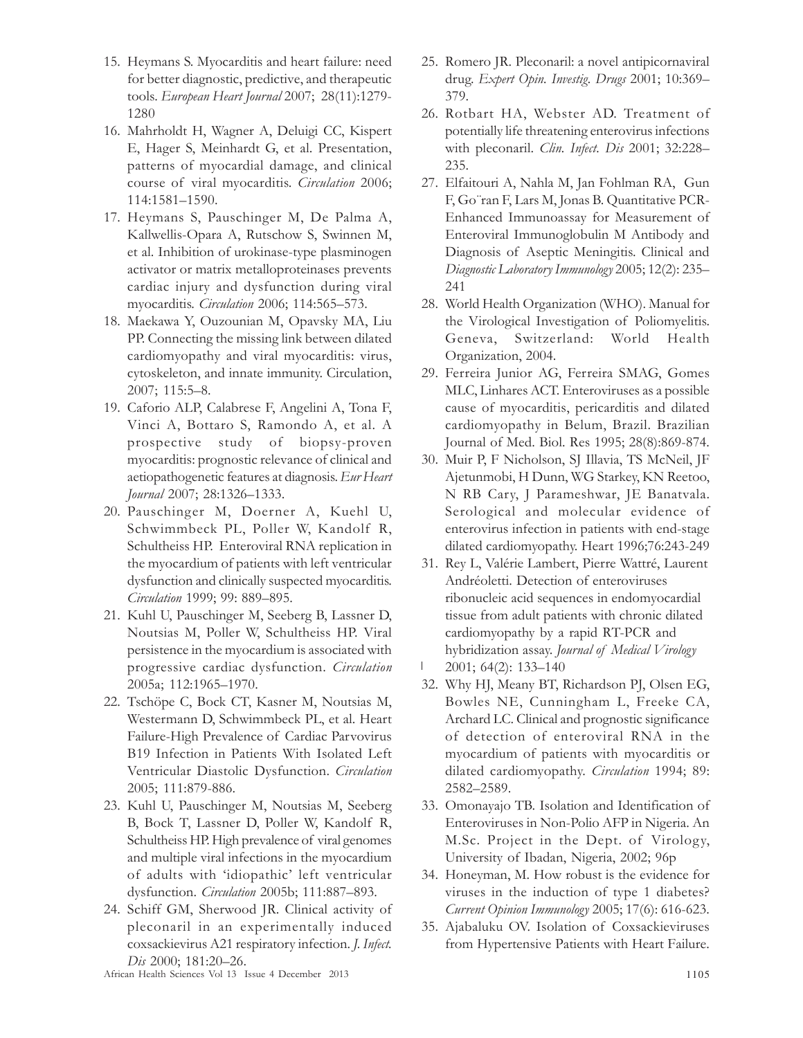15. Heymans S. Myocarditis and heart failure: need for better diagnostic, predictive, and therapeutic tools. *European Heart Journal* 2007; 28(11):1279-1280
16. Mahrholdt H, Wagner A, Deluigi CC, Kispert E, Hager S, Meinhardt G, et al. Presentation, patterns of myocardial damage, and clinical course of viral myocarditis. *Circulation* 2006; 114:1581–1590.
17. Heymans S, Pauschinger M, De Palma A, Kallwellis-Opara A, Rutschow S, Swinnen M, et al. Inhibition of urokinase-type plasminogen activator or matrix metalloproteinases prevents cardiac injury and dysfunction during viral myocarditis. *Circulation* 2006; 114:565–573.
18. Maekawa Y, Ouzounian M, Opavsky MA, Liu PP. Connecting the missing link between dilated cardiomyopathy and viral myocarditis: virus, cytoskeleton, and innate immunity. Circulation, 2007; 115:5–8.
19. Caforio ALP, Calabrese F, Angelini A, Tona F, Vinci A, Bottaro S, Ramondo A, et al. A prospective study of biopsy-proven myocarditis: prognostic relevance of clinical and aetiopathogenetic features at diagnosis. *Eur Heart Journal* 2007; 28:1326–1333.
20. Pauschinger M, Doerner A, Kuehl U, Schwimmbeck PL, Poller W, Kandolf R, Schultheiss HP. Enteroviral RNA replication in the myocardium of patients with left ventricular dysfunction and clinically suspected myocarditis. *Circulation* 1999; 99: 889–895.
21. Kuhl U, Pauschinger M, Seeberg B, Lassner D, Noutsias M, Poller W, Schultheiss HP. Viral persistence in the myocardium is associated with progressive cardiac dysfunction. *Circulation* 2005a; 112:1965–1970.
22. Tschöpe C, Bock CT, Kasner M, Noutsias M, Westermann D, Schwimmbeck PL, et al. Heart Failure-High Prevalence of Cardiac Parvovirus B19 Infection in Patients With Isolated Left Ventricular Diastolic Dysfunction. *Circulation* 2005; 111:879-886.
23. Kuhl U, Pauschinger M, Noutsias M, Seeberg B, Bock T, Lassner D, Poller W, Kandolf R, Schultheiss HP. High prevalence of viral genomes and multiple viral infections in the myocardium of adults with 'idiopathic' left ventricular dysfunction. *Circulation* 2005b; 111:887–893.
24. Schiff GM, Sherwood JR. Clinical activity of pleconaril in an experimentally induced coxsackievirus A21 respiratory infection. *J. Infect. Dis* 2000; 181:20–26.
25. Romero JR. Pleconaril: a novel antipicornaviral drug. *Expert Opin. Investig. Drugs* 2001; 10:369–379.
26. Rotbart HA, Webster AD. Treatment of potentially life threatening enterovirus infections with pleconaril. *Clin. Infect. Dis* 2001; 32:228–235.
27. Elfaitouri A, Nahla M, Jan Fohlman RA, Gun F, Go¨ran F, Lars M, Jonas B. Quantitative PCR-Enhanced Immunoassay for Measurement of Enteroviral Immunoglobulin M Antibody and Diagnosis of Aseptic Meningitis. Clinical and *Diagnostic Laboratory Immunology* 2005; 12(2): 235–241
28. World Health Organization (WHO). Manual for the Virological Investigation of Poliomyelitis. Geneva, Switzerland: World Health Organization, 2004.
29. Ferreira Junior AG, Ferreira SMAG, Gomes MLC, Linhares ACT. Enteroviruses as a possible cause of myocarditis, pericarditis and dilated cardiomyopathy in Belum, Brazil. Brazilian Journal of Med. Biol. Res 1995; 28(8):869-874.
30. Muir P, F Nicholson, SJ Illavia, TS McNeil, JF Ajetunmobi, H Dunn, WG Starkey, KN Reetoo, N RB Cary, J Parameshwar, JE Banatvala. Serological and molecular evidence of enterovirus infection in patients with end-stage dilated cardiomyopathy. Heart 1996;76:243-249
31. Rey L, Valérie Lambert, Pierre Wattré, Laurent Andréoletti. Detection of enteroviruses ribonucleic acid sequences in endomyocardial tissue from adult patients with chronic dilated cardiomyopathy by a rapid RT-PCR and hybridization assay. *Journal of Medical Virology* 2001; 64(2): 133–140
32. Why HJ, Meany BT, Richardson PJ, Olsen EG, Bowles NE, Cunningham L, Freeke CA, Archard LC. Clinical and prognostic significance of detection of enteroviral RNA in the myocardium of patients with myocarditis or dilated cardiomyopathy. *Circulation* 1994; 89: 2582–2589.
33. Omonayajo TB. Isolation and Identification of Enteroviruses in Non-Polio AFP in Nigeria. An M.Sc. Project in the Dept. of Virology, University of Ibadan, Nigeria, 2002; 96p
34. Honeyman, M. How robust is the evidence for viruses in the induction of type 1 diabetes? *Current Opinion Immunology* 2005; 17(6): 616-623.
35. Ajabaluku OV. Isolation of Coxsackieviruses from Hypertensive Patients with Heart Failure.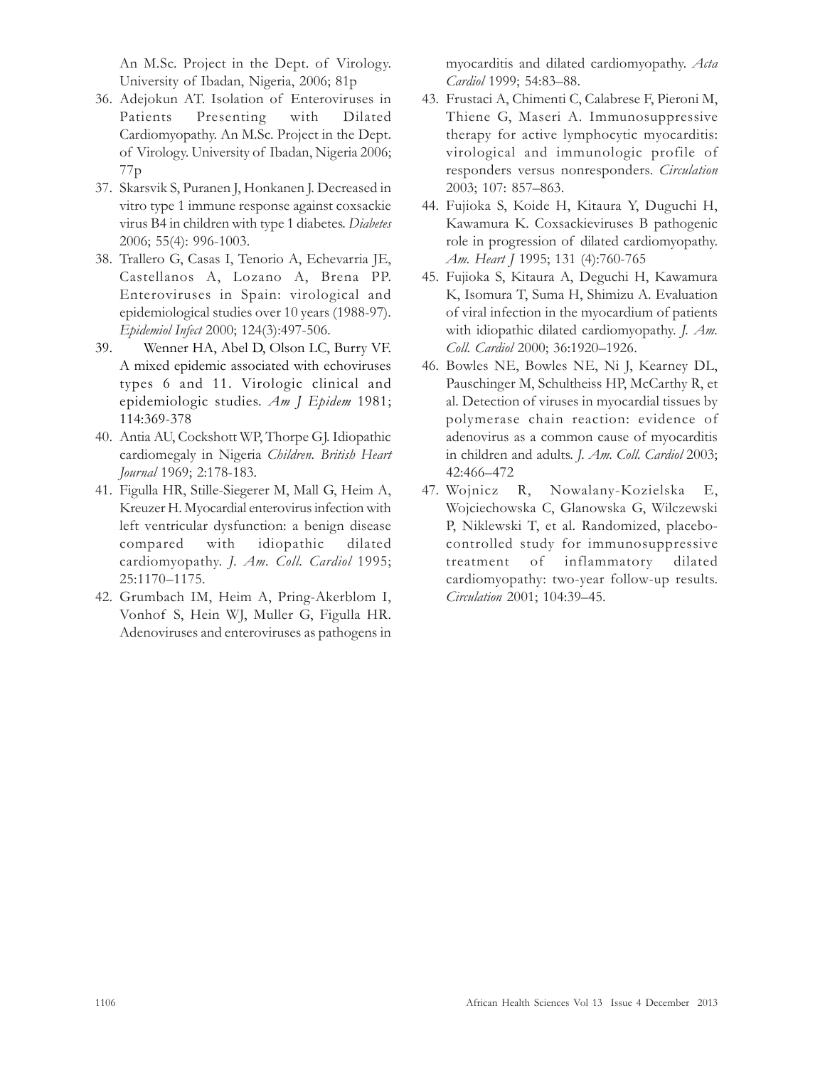An M.Sc. Project in the Dept. of Virology. University of Ibadan, Nigeria, 2006; 81p

36. Adejokun AT. Isolation of Enteroviruses in Patients Presenting with Dilated Cardiomyopathy. An M.Sc. Project in the Dept. of Virology. University of Ibadan, Nigeria 2006; 77p
37. Skarsvik S, Puranen J, Honkanen J. Decreased in vitro type 1 immune response against coxsackie virus B4 in children with type 1 diabetes. *Diabetes* 2006; 55(4): 996-1003.
38. Trallero G, Casas I, Tenorio A, Echevarria JE, Castellanos A, Lozano A, Brena PP. Enteroviruses in Spain: virological and epidemiological studies over 10 years (1988-97). *Epidemiol Infect* 2000; 124(3):497-506.
39. Wenner HA, Abel D, Olson LC, Burry VF. A mixed epidemic associated with echoviruses types 6 and 11. Virologic clinical and epidemiologic studies. *Am J Epidem* 1981; 114:369-378
40. Antia AU, Cockshott WP, Thorpe GJ. Idiopathic cardiomegaly in Nigeria *Children. British Heart Journal* 1969; 2:178-183.
41. Figulla HR, Stille-Siegerer M, Mall G, Heim A, Kreuzer H. Myocardial enterovirus infection with left ventricular dysfunction: a benign disease compared with idiopathic dilated cardiomyopathy. *J. Am. Coll. Cardiol* 1995; 25:1170–1175.
42. Grumbach IM, Heim A, Pring-Akerblom I, Vonhof S, Hein WJ, Muller G, Figulla HR. Adenoviruses and enteroviruses as pathogens in myocarditis and dilated cardiomyopathy. *Acta Cardiol* 1999; 54:83–88.
43. Frustaci A, Chimenti C, Calabrese F, Pieroni M, Thiene G, Maseri A. Immunosuppressive therapy for active lymphocytic myocarditis: virological and immunologic profile of responders versus nonresponders. *Circulation* 2003; 107: 857–863.
44. Fujioka S, Koide H, Kitaura Y, Duguchi H, Kawamura K. Coxsackieviruses B pathogenic role in progression of dilated cardiomyopathy. *Am. Heart J* 1995; 131 (4):760-765
45. Fujioka S, Kitaura A, Deguchi H, Kawamura K, Isomura T, Suma H, Shimizu A. Evaluation of viral infection in the myocardium of patients with idiopathic dilated cardiomyopathy. *J. Am. Coll. Cardiol* 2000; 36:1920–1926.
46. Bowles NE, Bowles NE, Ni J, Kearney DL, Pauschinger M, Schultheiss HP, McCarthy R, et al. Detection of viruses in myocardial tissues by polymerase chain reaction: evidence of adenovirus as a common cause of myocarditis in children and adults. *J. Am. Coll. Cardiol* 2003; 42:466–472
47. Wojnicz R, Nowalany-Kozielska E, Wojciechowska C, Glanowska G, Wilczewski P, Niklewski T, et al. Randomized, placebo-controlled study for immunosuppressive treatment of inflammatory dilated cardiomyopathy: two-year follow-up results. *Circulation* 2001; 104:39–45.